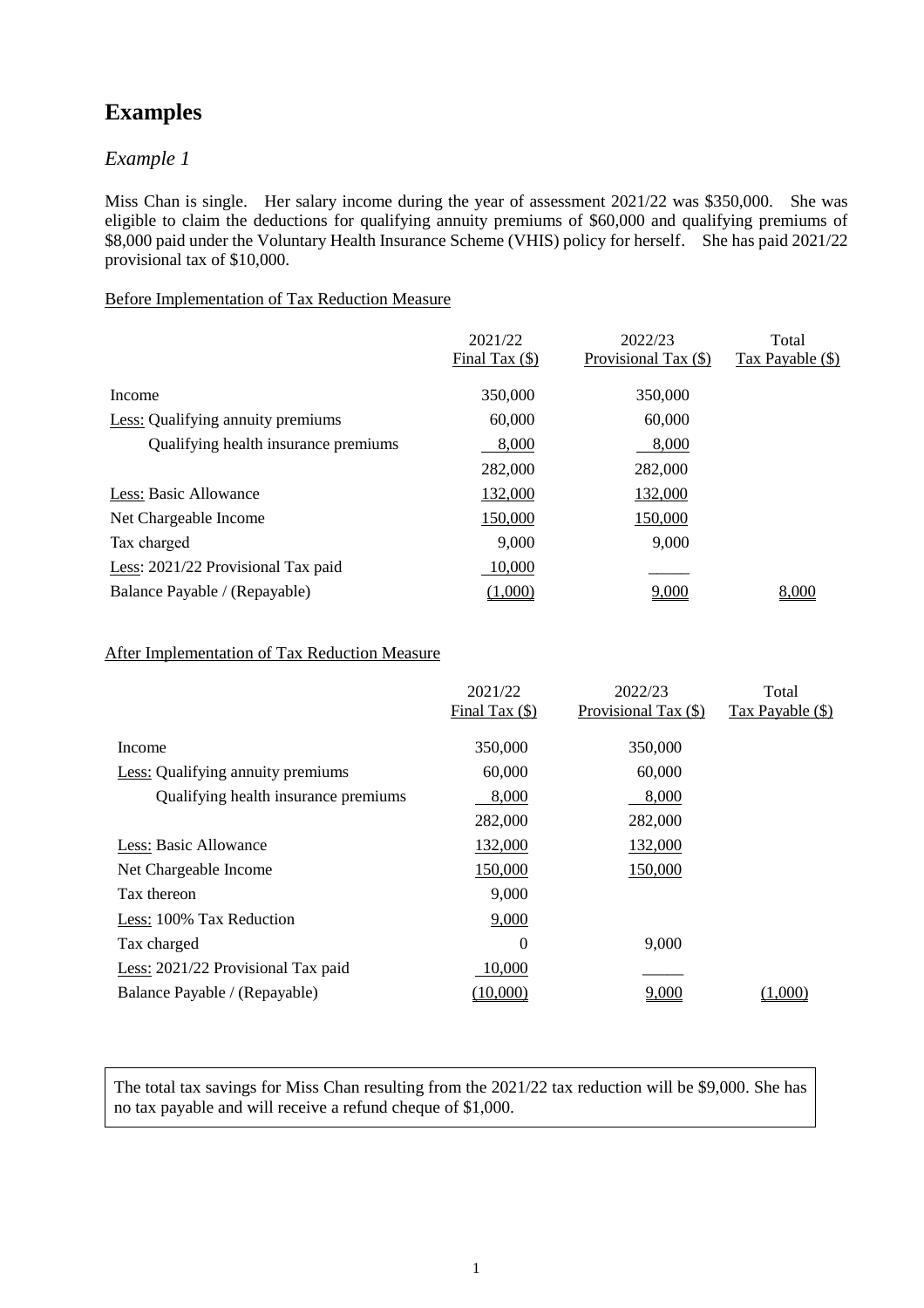# Examples

## *Example 1*

Miss Chan is single. Her salary income during the year of assessment 2021/22 was $350,000. She was eligible to claim the deductions for qualifying annuity premiums of $60,000 and qualifying premiums of $8,000 paid under the Voluntary Health Insurance Scheme (VHIS) policy for herself. She has paid 2021/22 provisional tax of $10,000.

Before Implementation of Tax Reduction Measure

| | 2021/22 Final Tax ($) | 2022/23 Provisional Tax ($) | Total Tax Payable ($) |
|---|---|---|---|
| Income | 350,000 | 350,000 | |
| Less: Qualifying annuity premiums | 60,000 | 60,000 | |
| Qualifying health insurance premiums | 8,000 | 8,000 | |
| | 282,000 | 282,000 | |
| Less: Basic Allowance | 132,000 | 132,000 | |
| Net Chargeable Income | 150,000 | 150,000 | |
| Tax charged | 9,000 | 9,000 | |
| Less: 2021/22 Provisional Tax paid | 10,000 | | |
| Balance Payable / (Repayable) | (1,000) | 9,000 | 8,000 |

After Implementation of Tax Reduction Measure

| | 2021/22 Final Tax ($) | 2022/23 Provisional Tax ($) | Total Tax Payable ($) |
|---|---|---|---|
| Income | 350,000 | 350,000 | |
| Less: Qualifying annuity premiums | 60,000 | 60,000 | |
| Qualifying health insurance premiums | 8,000 | 8,000 | |
| | 282,000 | 282,000 | |
| Less: Basic Allowance | 132,000 | 132,000 | |
| Net Chargeable Income | 150,000 | 150,000 | |
| Tax thereon | 9,000 | | |
| Less: 100% Tax Reduction | 9,000 | | |
| Tax charged | 0 | 9,000 | |
| Less: 2021/22 Provisional Tax paid | 10,000 | | |
| Balance Payable / (Repayable) | (10,000) | 9,000 | (1,000) |

The total tax savings for Miss Chan resulting from the 2021/22 tax reduction will be $9,000. She has no tax payable and will receive a refund cheque of $1,000.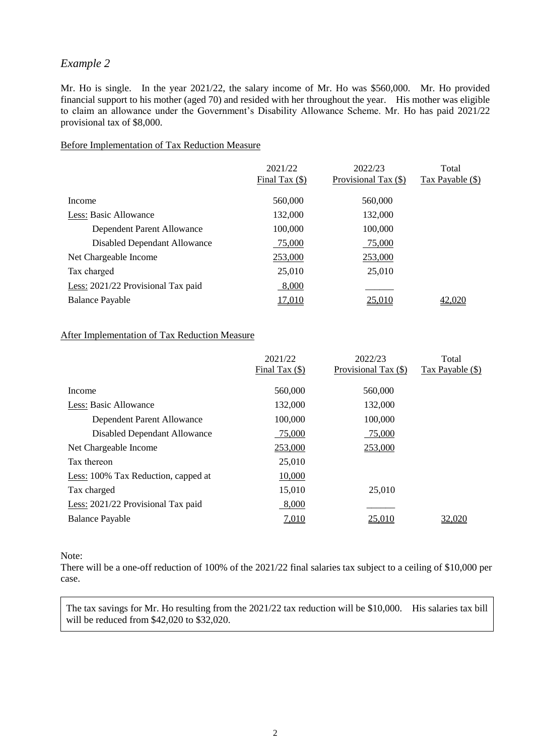*Example 2*

Mr. Ho is single. In the year 2021/22, the salary income of Mr. Ho was $560,000. Mr. Ho provided financial support to his mother (aged 70) and resided with her throughout the year. His mother was eligible to claim an allowance under the Government's Disability Allowance Scheme. Mr. Ho has paid 2021/22 provisional tax of $8,000.

Before Implementation of Tax Reduction Measure

| | 2021/22 Final Tax ($) | 2022/23 Provisional Tax ($) | Total Tax Payable ($) |
|---|---|---|---|
| Income | 560,000 | 560,000 | |
| Less: Basic Allowance | 132,000 | 132,000 | |
| Dependent Parent Allowance | 100,000 | 100,000 | |
| Disabled Dependant Allowance | 75,000 | 75,000 | |
| Net Chargeable Income | 253,000 | 253,000 | |
| Tax charged | 25,010 | 25,010 | |
| Less: 2021/22 Provisional Tax paid | 8,000 | | |
| Balance Payable | 17,010 | 25,010 | 42,020 |

After Implementation of Tax Reduction Measure

| | 2021/22 Final Tax ($) | 2022/23 Provisional Tax ($) | Total Tax Payable ($) |
|---|---|---|---|
| Income | 560,000 | 560,000 | |
| Less: Basic Allowance | 132,000 | 132,000 | |
| Dependent Parent Allowance | 100,000 | 100,000 | |
| Disabled Dependant Allowance | 75,000 | 75,000 | |
| Net Chargeable Income | 253,000 | 253,000 | |
| Tax thereon | 25,010 | | |
| Less: 100% Tax Reduction, capped at | 10,000 | | |
| Tax charged | 15,010 | 25,010 | |
| Less: 2021/22 Provisional Tax paid | 8,000 | | |
| Balance Payable | 7,010 | 25,010 | 32,020 |

Note:
There will be a one-off reduction of 100% of the 2021/22 final salaries tax subject to a ceiling of $10,000 per case.

The tax savings for Mr. Ho resulting from the 2021/22 tax reduction will be $10,000. His salaries tax bill will be reduced from $42,020 to $32,020.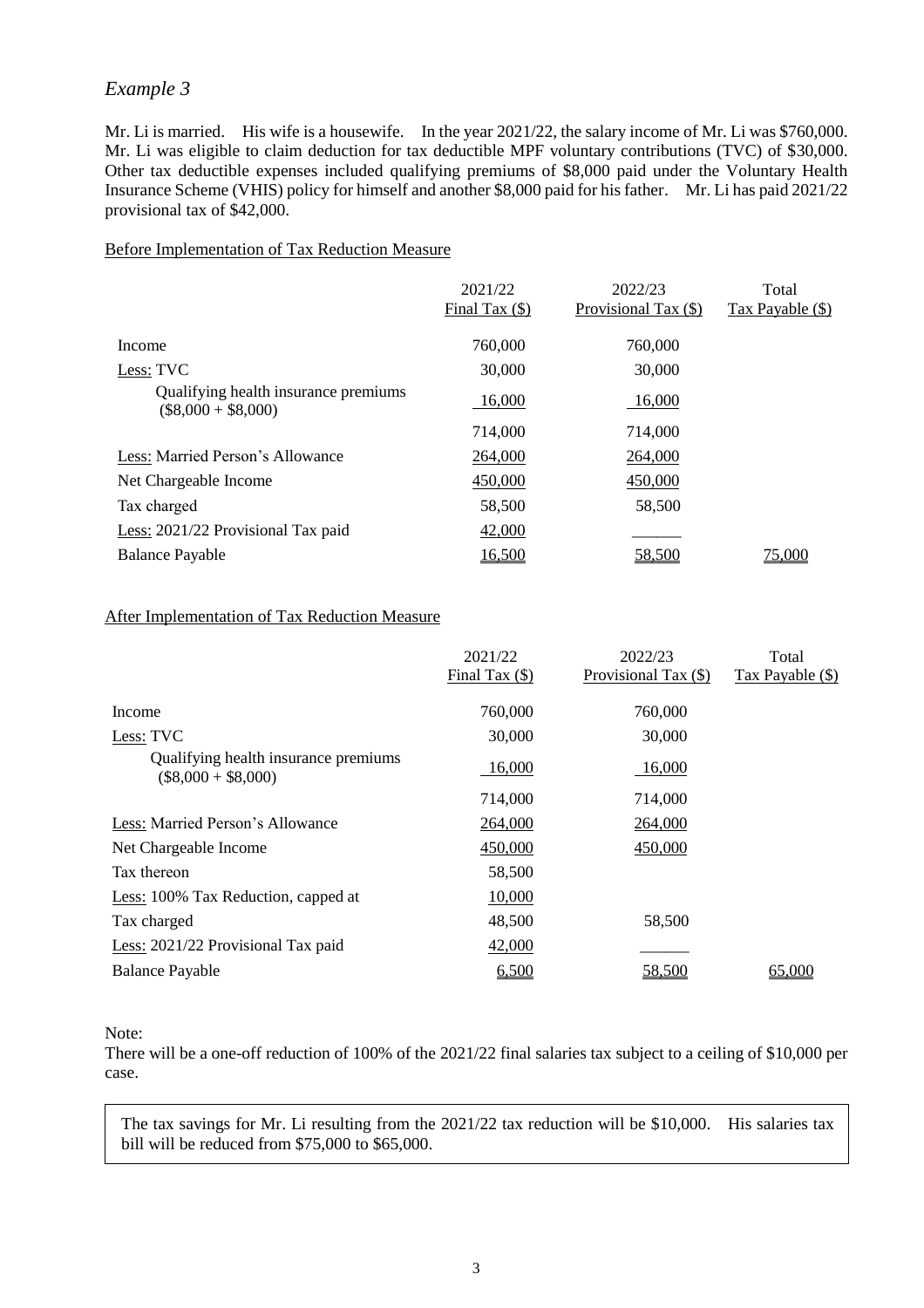*Example 3*

Mr. Li is married. His wife is a housewife. In the year 2021/22, the salary income of Mr. Li was $760,000. Mr. Li was eligible to claim deduction for tax deductible MPF voluntary contributions (TVC) of $30,000. Other tax deductible expenses included qualifying premiums of $8,000 paid under the Voluntary Health Insurance Scheme (VHIS) policy for himself and another $8,000 paid for his father. Mr. Li has paid 2021/22 provisional tax of $42,000.

Before Implementation of Tax Reduction Measure

| | 2021/22 Final Tax ($) | 2022/23 Provisional Tax ($) | Total Tax Payable ($) |
|---|---|---|---|
| Income | 760,000 | 760,000 | |
| Less: TVC | 30,000 | 30,000 | |
| Qualifying health insurance premiums ($8,000 + $8,000) | 16,000 | 16,000 | |
| | 714,000 | 714,000 | |
| Less: Married Person's Allowance | 264,000 | 264,000 | |
| Net Chargeable Income | 450,000 | 450,000 | |
| Tax charged | 58,500 | 58,500 | |
| Less: 2021/22 Provisional Tax paid | 42,000 | | |
| Balance Payable | 16,500 | 58,500 | 75,000 |

After Implementation of Tax Reduction Measure

| | 2021/22 Final Tax ($) | 2022/23 Provisional Tax ($) | Total Tax Payable ($) |
|---|---|---|---|
| Income | 760,000 | 760,000 | |
| Less: TVC | 30,000 | 30,000 | |
| Qualifying health insurance premiums ($8,000 + $8,000) | 16,000 | 16,000 | |
| | 714,000 | 714,000 | |
| Less: Married Person's Allowance | 264,000 | 264,000 | |
| Net Chargeable Income | 450,000 | 450,000 | |
| Tax thereon | 58,500 | | |
| Less: 100% Tax Reduction, capped at | 10,000 | | |
| Tax charged | 48,500 | 58,500 | |
| Less: 2021/22 Provisional Tax paid | 42,000 | | |
| Balance Payable | 6,500 | 58,500 | 65,000 |

Note:
There will be a one-off reduction of 100% of the 2021/22 final salaries tax subject to a ceiling of $10,000 per case.

The tax savings for Mr. Li resulting from the 2021/22 tax reduction will be $10,000. His salaries tax bill will be reduced from $75,000 to $65,000.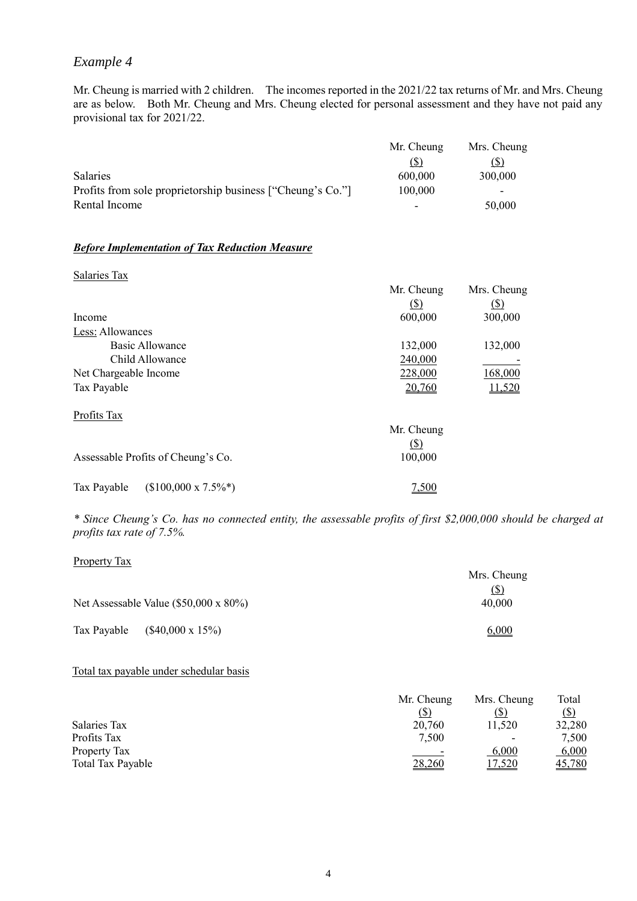*Example 4*

Mr. Cheung is married with 2 children. The incomes reported in the 2021/22 tax returns of Mr. and Mrs. Cheung are as below. Both Mr. Cheung and Mrs. Cheung elected for personal assessment and they have not paid any provisional tax for 2021/22.

| | Mr. Cheung ($) | Mrs. Cheung ($) |
|---|---|---|
| Salaries | 600,000 | 300,000 |
| Profits from sole proprietorship business ["Cheung's Co."] | 100,000 | - |
| Rental Income | - | 50,000 |

***Before Implementation of Tax Reduction Measure***

Salaries Tax

| | Mr. Cheung ($) | Mrs. Cheung ($) |
|---|---|---|
| Income | 600,000 | 300,000 |
| Less: Allowances | | |
| Basic Allowance | 132,000 | 132,000 |
| Child Allowance | 240,000 | - |
| Net Chargeable Income | 228,000 | 168,000 |
| Tax Payable | 20,760 | 11,520 |

Profits Tax

| | Mr. Cheung ($) |
|---|---|
| Assessable Profits of Cheung's Co. | 100,000 |
| Tax Payable ($100,000 x 7.5%*) | 7,500 |

*\* Since Cheung's Co. has no connected entity, the assessable profits of first $2,000,000 should be charged at profits tax rate of 7.5%.*

Property Tax

| | Mrs. Cheung ($) |
|---|---|
| Net Assessable Value ($50,000 x 80%) | 40,000 |
| Tax Payable ($40,000 x 15%) | 6,000 |

Total tax payable under schedular basis

| | Mr. Cheung ($) | Mrs. Cheung ($) | Total ($) |
|---|---|---|---|
| Salaries Tax | 20,760 | 11,520 | 32,280 |
| Profits Tax | 7,500 | - | 7,500 |
| Property Tax | - | 6,000 | 6,000 |
| Total Tax Payable | 28,260 | 17,520 | 45,780 |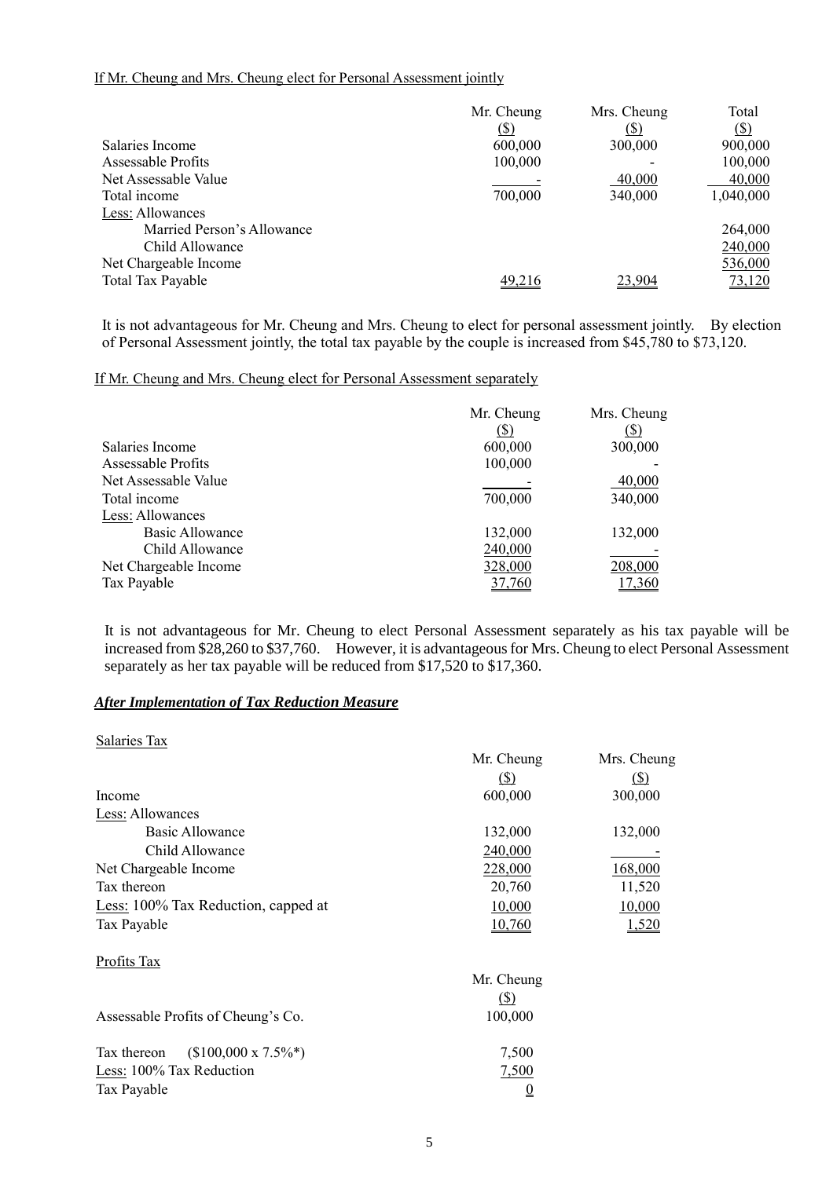If Mr. Cheung and Mrs. Cheung elect for Personal Assessment jointly

| | Mr. Cheung ($) | Mrs. Cheung ($) | Total ($) |
|---|---|---|---|
| Salaries Income | 600,000 | 300,000 | 900,000 |
| Assessable Profits | 100,000 | - | 100,000 |
| Net Assessable Value | - | 40,000 | 40,000 |
| Total income | 700,000 | 340,000 | 1,040,000 |
| Less: Allowances | | | |
| Married Person's Allowance | | | 264,000 |
| Child Allowance | | | 240,000 |
| Net Chargeable Income | | | 536,000 |
| Total Tax Payable | 49,216 | 23,904 | 73,120 |

It is not advantageous for Mr. Cheung and Mrs. Cheung to elect for personal assessment jointly. By election of Personal Assessment jointly, the total tax payable by the couple is increased from $45,780 to $73,120.

If Mr. Cheung and Mrs. Cheung elect for Personal Assessment separately

| | Mr. Cheung ($) | Mrs. Cheung ($) |
|---|---|---|
| Salaries Income | 600,000 | 300,000 |
| Assessable Profits | 100,000 | - |
| Net Assessable Value | - | 40,000 |
| Total income | 700,000 | 340,000 |
| Less: Allowances | | |
| Basic Allowance | 132,000 | 132,000 |
| Child Allowance | 240,000 | - |
| Net Chargeable Income | 328,000 | 208,000 |
| Tax Payable | 37,760 | 17,360 |

It is not advantageous for Mr. Cheung to elect Personal Assessment separately as his tax payable will be increased from $28,260 to $37,760. However, it is advantageous for Mrs. Cheung to elect Personal Assessment separately as her tax payable will be reduced from $17,520 to $17,360.

***After Implementation of Tax Reduction Measure***

Salaries Tax

| | Mr. Cheung ($) | Mrs. Cheung ($) |
|---|---|---|
| Income | 600,000 | 300,000 |
| Less: Allowances | | |
| Basic Allowance | 132,000 | 132,000 |
| Child Allowance | 240,000 | - |
| Net Chargeable Income | 228,000 | 168,000 |
| Tax thereon | 20,760 | 11,520 |
| Less: 100% Tax Reduction, capped at | 10,000 | 10,000 |
| Tax Payable | 10,760 | 1,520 |

Profits Tax

| | Mr. Cheung ($) |
|---|---|
| Assessable Profits of Cheung's Co. | 100,000 |
| Tax thereon ($100,000 x 7.5%*) | 7,500 |
| Less: 100% Tax Reduction | 7,500 |
| Tax Payable | 0 |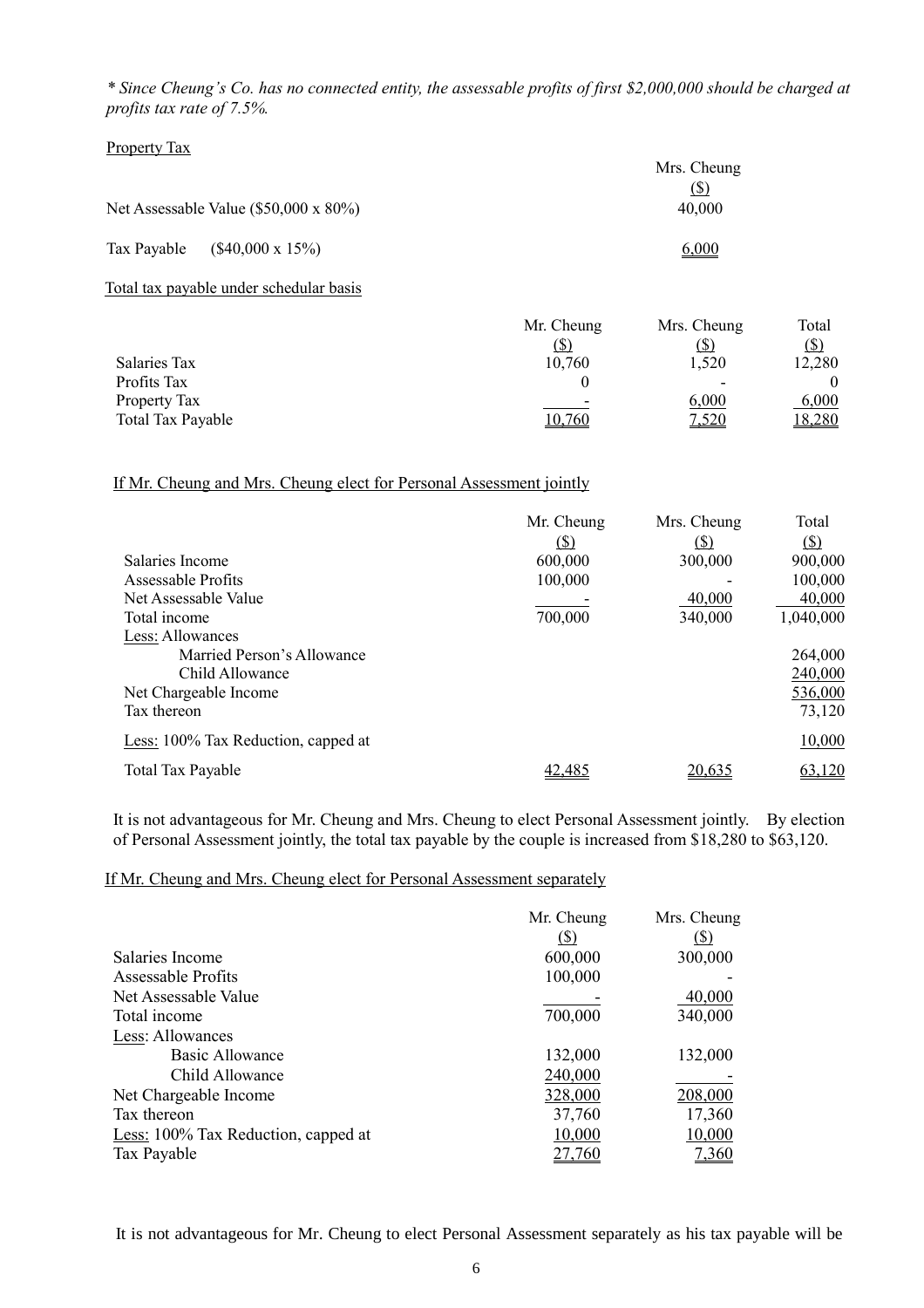*\* Since Cheung's Co. has no connected entity, the assessable profits of first $2,000,000 should be charged at profits tax rate of 7.5%.*

Property Tax

| | Mrs. Cheung |
|---|---|
| | ($) |
| Net Assessable Value ($50,000 x 80%) | 40,000 |
| Tax Payable ($40,000 x 15%) | 6,000 |

Total tax payable under schedular basis

| | Mr. Cheung | Mrs. Cheung | Total |
|---|---|---|---|
| | ($) | ($) | ($) |
| Salaries Tax | 10,760 | 1,520 | 12,280 |
| Profits Tax | 0 | - | 0 |
| Property Tax | - | 6,000 | 6,000 |
| Total Tax Payable | 10,760 | 7,520 | 18,280 |

If Mr. Cheung and Mrs. Cheung elect for Personal Assessment jointly

| | Mr. Cheung | Mrs. Cheung | Total |
|---|---|---|---|
| | ($) | ($) | ($) |
| Salaries Income | 600,000 | 300,000 | 900,000 |
| Assessable Profits | 100,000 | - | 100,000 |
| Net Assessable Value | - | 40,000 | 40,000 |
| Total income | 700,000 | 340,000 | 1,040,000 |
| Less: Allowances | | | |
| Married Person's Allowance | | | 264,000 |
| Child Allowance | | | 240,000 |
| Net Chargeable Income | | | 536,000 |
| Tax thereon | | | 73,120 |
| Less: 100% Tax Reduction, capped at | | | 10,000 |
| Total Tax Payable | 42,485 | 20,635 | 63,120 |

It is not advantageous for Mr. Cheung and Mrs. Cheung to elect Personal Assessment jointly. By election of Personal Assessment jointly, the total tax payable by the couple is increased from $18,280 to $63,120.

If Mr. Cheung and Mrs. Cheung elect for Personal Assessment separately

| | Mr. Cheung | Mrs. Cheung |
|---|---|---|
| | ($) | ($) |
| Salaries Income | 600,000 | 300,000 |
| Assessable Profits | 100,000 | - |
| Net Assessable Value | - | 40,000 |
| Total income | 700,000 | 340,000 |
| Less: Allowances | | |
| Basic Allowance | 132,000 | 132,000 |
| Child Allowance | 240,000 | - |
| Net Chargeable Income | 328,000 | 208,000 |
| Tax thereon | 37,760 | 17,360 |
| Less: 100% Tax Reduction, capped at | 10,000 | 10,000 |
| Tax Payable | 27,760 | 7,360 |

It is not advantageous for Mr. Cheung to elect Personal Assessment separately as his tax payable will be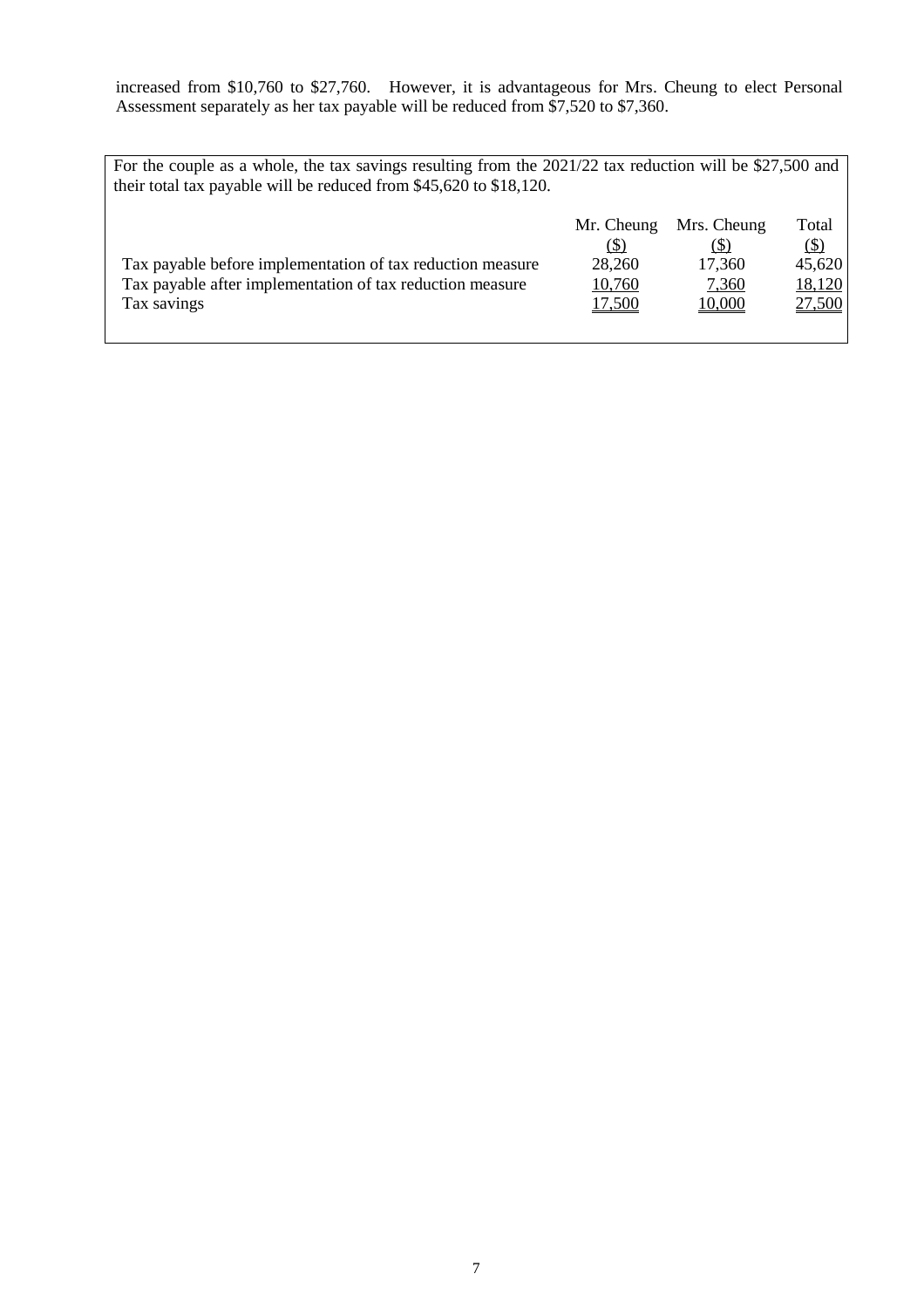increased from $10,760 to $27,760. However, it is advantageous for Mrs. Cheung to elect Personal Assessment separately as her tax payable will be reduced from $7,520 to $7,360.

For the couple as a whole, the tax savings resulting from the 2021/22 tax reduction will be $27,500 and their total tax payable will be reduced from $45,620 to $18,120.

| | Mr. Cheung ($) | Mrs. Cheung ($) | Total ($) |
|---|---|---|---|
| Tax payable before implementation of tax reduction measure | 28,260 | 17,360 | 45,620 |
| Tax payable after implementation of tax reduction measure | 10,760 | 7,360 | 18,120 |
| Tax savings | 17,500 | 10,000 | 27,500 |